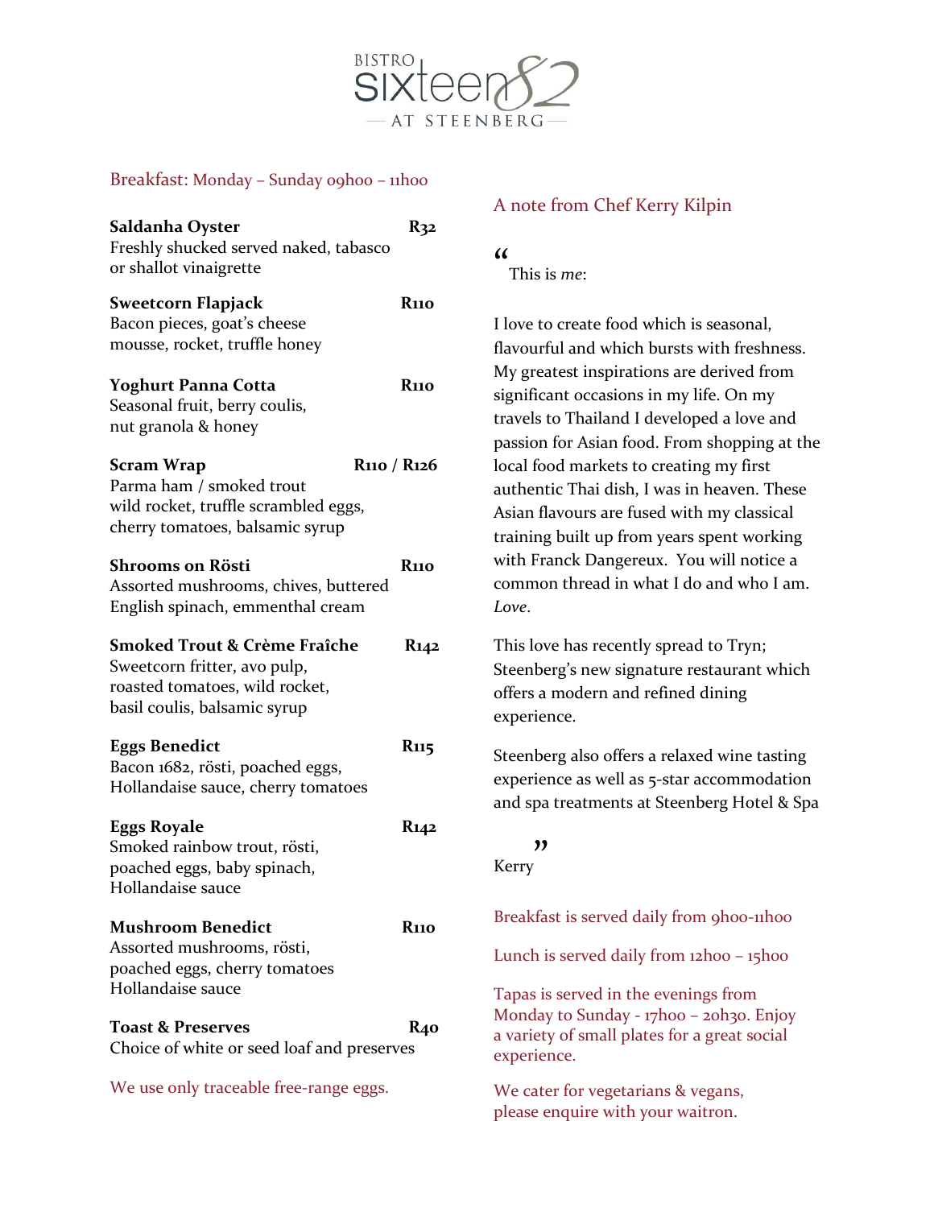# BISTRO sixteen82 — AT STEENBERG —

## Breakfast: Monday – Sunday 09h00 – 11h00

**Saldanha Oyster** — R32
Freshly shucked served naked, tabasco or shallot vinaigrette

**Sweetcorn Flapjack** — R110
Bacon pieces, goat's cheese mousse, rocket, truffle honey

**Yoghurt Panna Cotta** — R110
Seasonal fruit, berry coulis, nut granola & honey

**Scram Wrap** — R110 / R126
Parma ham / smoked trout
wild rocket, truffle scrambled eggs, cherry tomatoes, balsamic syrup

**Shrooms on Rösti** — R110
Assorted mushrooms, chives, buttered English spinach, emmenthal cream

**Smoked Trout & Crème Fraîche** — R142
Sweetcorn fritter, avo pulp, roasted tomatoes, wild rocket, basil coulis, balsamic syrup

**Eggs Benedict** — R115
Bacon 1682, rösti, poached eggs, Hollandaise sauce, cherry tomatoes

**Eggs Royale** — R142
Smoked rainbow trout, rösti, poached eggs, baby spinach, Hollandaise sauce

**Mushroom Benedict** — R110
Assorted mushrooms, rösti, poached eggs, cherry tomatoes Hollandaise sauce

**Toast & Preserves** — R40
Choice of white or seed loaf and preserves

We use only traceable free-range eggs.

## A note from Chef Kerry Kilpin

"

This is *me*:

I love to create food which is seasonal, flavourful and which bursts with freshness. My greatest inspirations are derived from significant occasions in my life. On my travels to Thailand I developed a love and passion for Asian food. From shopping at the local food markets to creating my first authentic Thai dish, I was in heaven. These Asian flavours are fused with my classical training built up from years spent working with Franck Dangereux. You will notice a common thread in what I do and who I am. *Love*.

This love has recently spread to Tryn; Steenberg's new signature restaurant which offers a modern and refined dining experience.

Steenberg also offers a relaxed wine tasting experience as well as 5-star accommodation and spa treatments at Steenberg Hotel & Spa

"

Kerry

Breakfast is served daily from 9h00-11h00

Lunch is served daily from 12h00 – 15h00

Tapas is served in the evenings from Monday to Sunday - 17h00 – 20h30. Enjoy a variety of small plates for a great social experience.

We cater for vegetarians & vegans, please enquire with your waitron.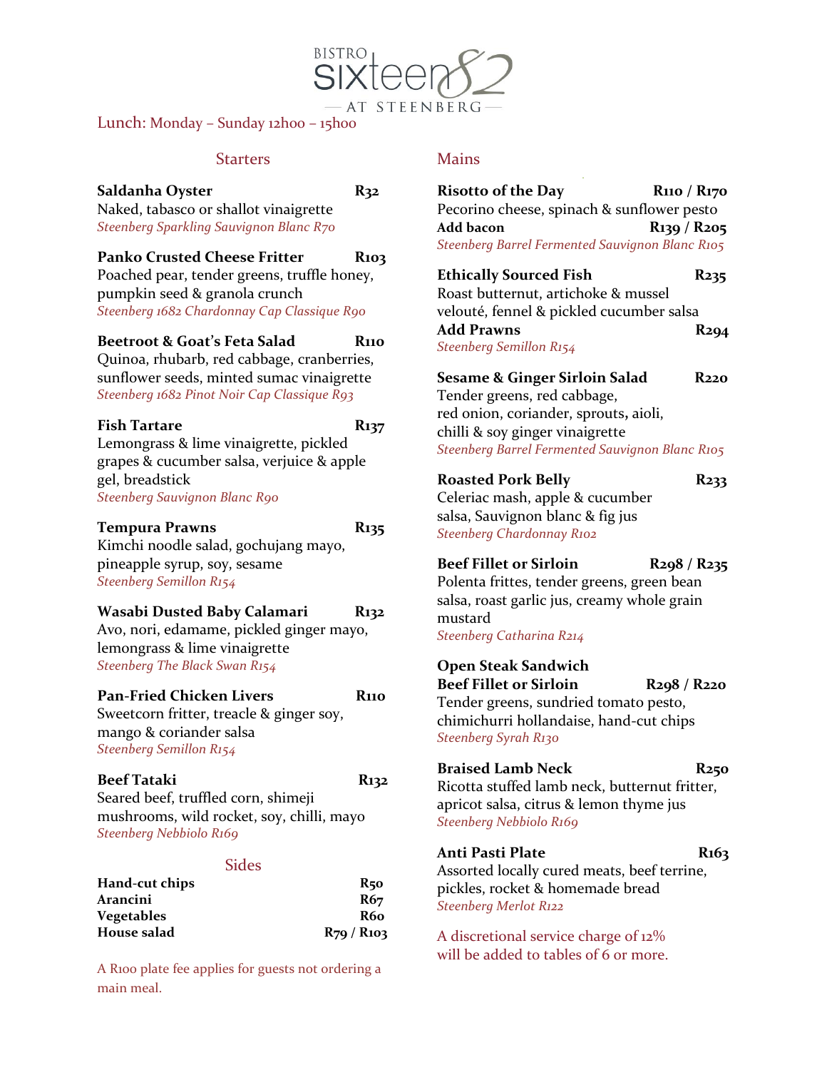# BISTRO sixteen82 AT STEENBERG

Lunch: Monday – Sunday 12h00 – 15h00

## Starters

**Saldanha Oyster** **R32**
Naked, tabasco or shallot vinaigrette
*Steenberg Sparkling Sauvignon Blanc R70*

**Panko Crusted Cheese Fritter** **R103**
Poached pear, tender greens, truffle honey, pumpkin seed & granola crunch
*Steenberg 1682 Chardonnay Cap Classique R90*

**Beetroot & Goat's Feta Salad** **R110**
Quinoa, rhubarb, red cabbage, cranberries, sunflower seeds, minted sumac vinaigrette
*Steenberg 1682 Pinot Noir Cap Classique R93*

**Fish Tartare** **R137**
Lemongrass & lime vinaigrette, pickled grapes & cucumber salsa, verjuice & apple gel, breadstick
*Steenberg Sauvignon Blanc R90*

**Tempura Prawns** **R135**
Kimchi noodle salad, gochujang mayo, pineapple syrup, soy, sesame
*Steenberg Semillon R154*

**Wasabi Dusted Baby Calamari** **R132**
Avo, nori, edamame, pickled ginger mayo, lemongrass & lime vinaigrette
*Steenberg The Black Swan R154*

**Pan-Fried Chicken Livers** **R110**
Sweetcorn fritter, treacle & ginger soy, mango & coriander salsa
*Steenberg Semillon R154*

**Beef Tataki** **R132**
Seared beef, truffled corn, shimeji mushrooms, wild rocket, soy, chilli, mayo
*Steenberg Nebbiolo R169*

## Sides

| | |
|---|---|
| **Hand-cut chips** | **R50** |
| **Arancini** | **R67** |
| **Vegetables** | **R60** |
| **House salad** | **R79 / R103** |

A R100 plate fee applies for guests not ordering a main meal.

## Mains

**Risotto of the Day** **R110 / R170**
Pecorino cheese, spinach & sunflower pesto
**Add bacon** **R139 / R205**
*Steenberg Barrel Fermented Sauvignon Blanc R105*

**Ethically Sourced Fish** **R235**
Roast butternut, artichoke & mussel velouté, fennel & pickled cucumber salsa
**Add Prawns** **R294**
*Steenberg Semillon R154*

**Sesame & Ginger Sirloin Salad** **R220**
Tender greens, red cabbage, red onion, coriander, sprouts, aioli, chilli & soy ginger vinaigrette
*Steenberg Barrel Fermented Sauvignon Blanc R105*

**Roasted Pork Belly** **R233**
Celeriac mash, apple & cucumber salsa, Sauvignon blanc & fig jus
*Steenberg Chardonnay R102*

**Beef Fillet or Sirloin** **R298 / R235**
Polenta frittes, tender greens, green bean salsa, roast garlic jus, creamy whole grain mustard
*Steenberg Catharina R214*

**Open Steak Sandwich**
**Beef Fillet or Sirloin** **R298 / R220**
Tender greens, sundried tomato pesto, chimichurri hollandaise, hand-cut chips
*Steenberg Syrah R130*

**Braised Lamb Neck** **R250**
Ricotta stuffed lamb neck, butternut fritter, apricot salsa, citrus & lemon thyme jus
*Steenberg Nebbiolo R169*

**Anti Pasti Plate** **R163**
Assorted locally cured meats, beef terrine, pickles, rocket & homemade bread
*Steenberg Merlot R122*

A discretional service charge of 12% will be added to tables of 6 or more.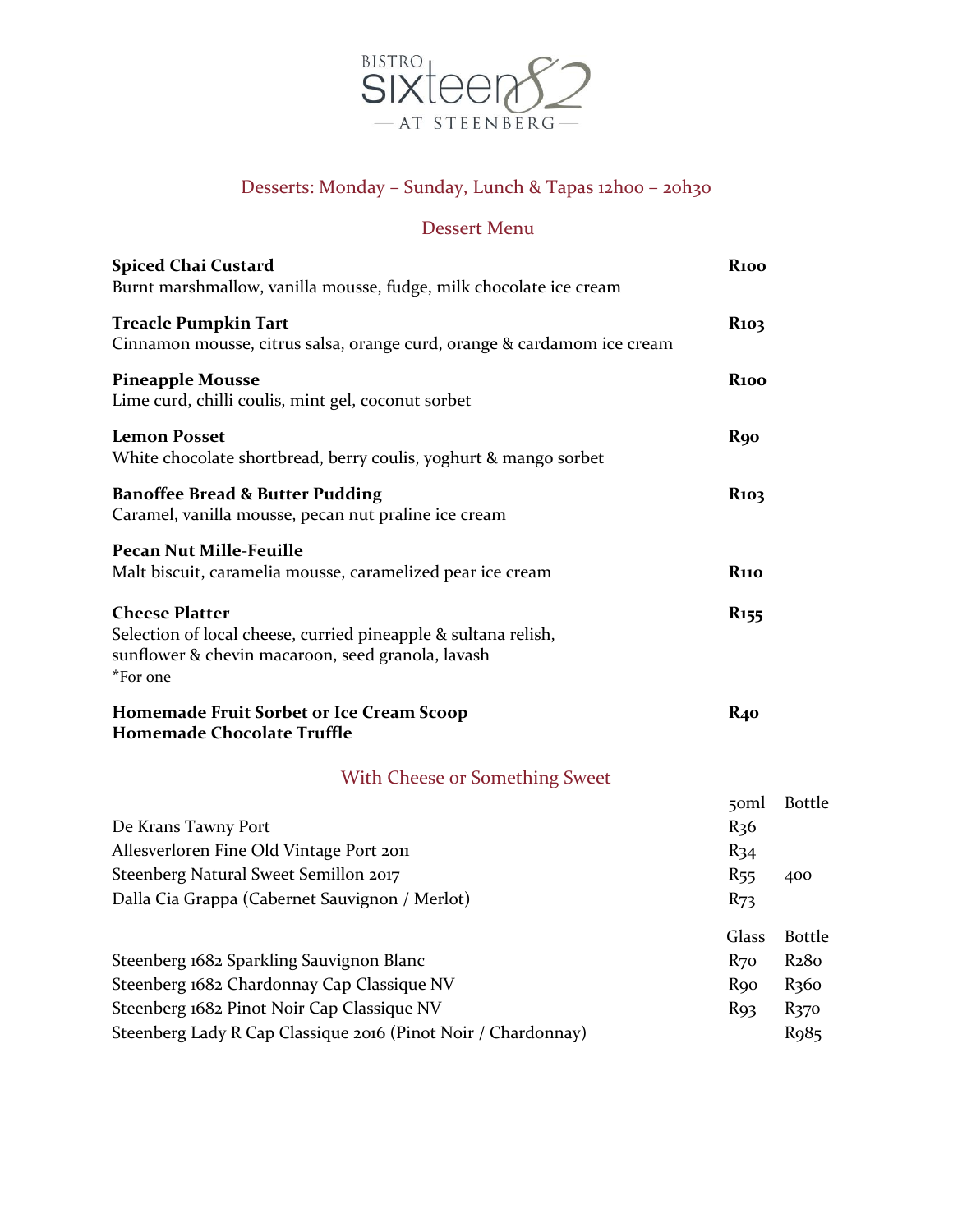BISTRO sixteen82 — AT STEENBERG —

## Desserts: Monday – Sunday, Lunch & Tapas 12h00 – 20h30

## Dessert Menu

**Spiced Chai Custard** **R100**
Burnt marshmallow, vanilla mousse, fudge, milk chocolate ice cream

**Treacle Pumpkin Tart** **R103**
Cinnamon mousse, citrus salsa, orange curd, orange & cardamom ice cream

**Pineapple Mousse** **R100**
Lime curd, chilli coulis, mint gel, coconut sorbet

**Lemon Posset** **R90**
White chocolate shortbread, berry coulis, yoghurt & mango sorbet

**Banoffee Bread & Butter Pudding** **R103**
Caramel, vanilla mousse, pecan nut praline ice cream

**Pecan Nut Mille-Feuille**
Malt biscuit, caramelia mousse, caramelized pear ice cream **R110**

**Cheese Platter** **R155**
Selection of local cheese, curried pineapple & sultana relish,
sunflower & chevin macaroon, seed granola, lavash
*For one

**Homemade Fruit Sorbet or Ice Cream Scoop** **R40**
**Homemade Chocolate Truffle**

## With Cheese or Something Sweet

| | 50ml | Bottle |
|---|---|---|
| De Krans Tawny Port | R36 | |
| Allesverloren Fine Old Vintage Port 2011 | R34 | |
| Steenberg Natural Sweet Semillon 2017 | R55 | 400 |
| Dalla Cia Grappa (Cabernet Sauvignon / Merlot) | R73 | |

| | Glass | Bottle |
|---|---|---|
| Steenberg 1682 Sparkling Sauvignon Blanc | R70 | R280 |
| Steenberg 1682 Chardonnay Cap Classique NV | R90 | R360 |
| Steenberg 1682 Pinot Noir Cap Classique NV | R93 | R370 |
| Steenberg Lady R Cap Classique 2016 (Pinot Noir / Chardonnay) | | R985 |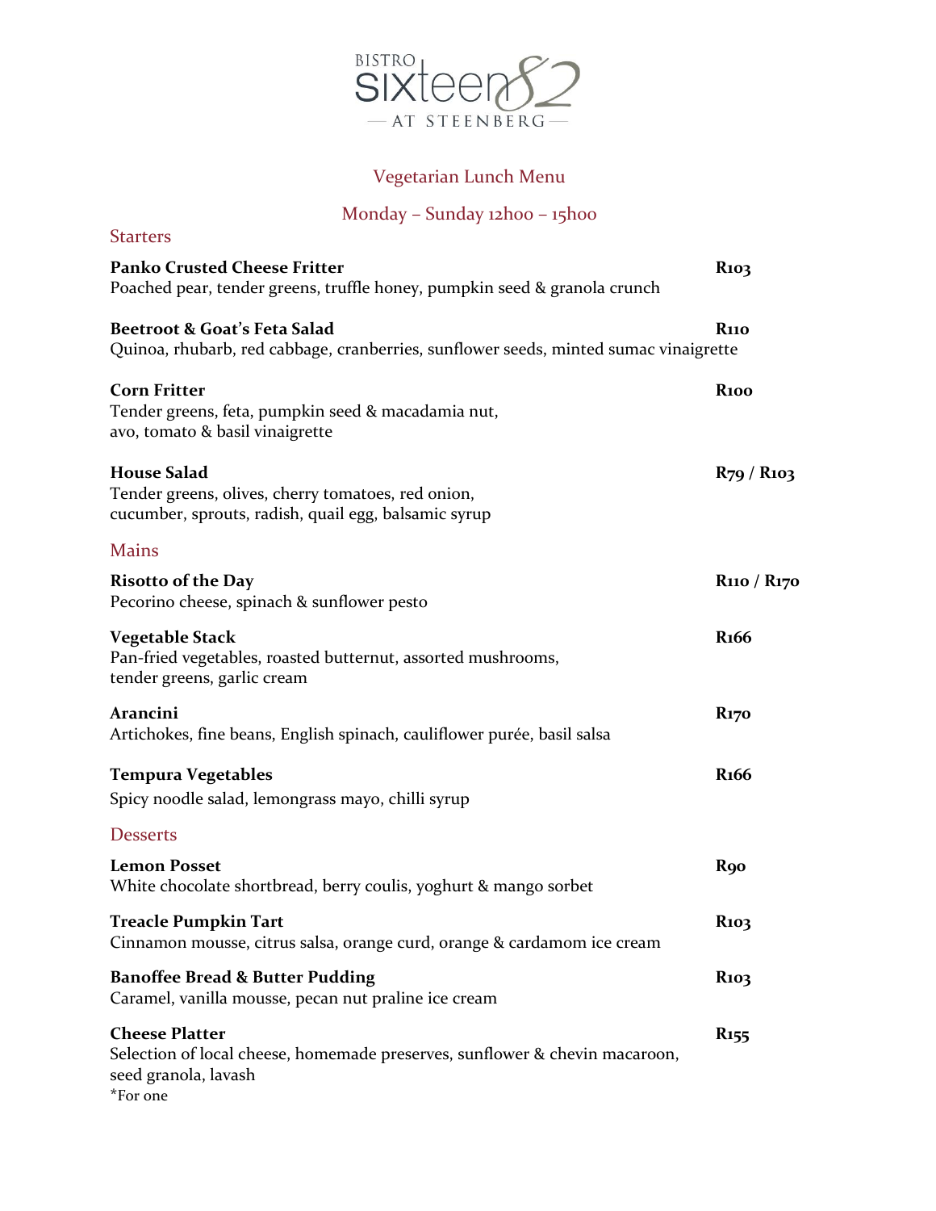BISTRO sixteen82 — AT STEENBERG —

## Vegetarian Lunch Menu

Monday – Sunday 12h00 – 15h00

### Starters

**Panko Crusted Cheese Fritter** **R103**
Poached pear, tender greens, truffle honey, pumpkin seed & granola crunch

**Beetroot & Goat's Feta Salad** **R110**
Quinoa, rhubarb, red cabbage, cranberries, sunflower seeds, minted sumac vinaigrette

**Corn Fritter** **R100**
Tender greens, feta, pumpkin seed & macadamia nut,
avo, tomato & basil vinaigrette

**House Salad** **R79 / R103**
Tender greens, olives, cherry tomatoes, red onion,
cucumber, sprouts, radish, quail egg, balsamic syrup

### Mains

**Risotto of the Day** **R110 / R170**
Pecorino cheese, spinach & sunflower pesto

**Vegetable Stack** **R166**
Pan-fried vegetables, roasted butternut, assorted mushrooms,
tender greens, garlic cream

**Arancini** **R170**
Artichokes, fine beans, English spinach, cauliflower purée, basil salsa

**Tempura Vegetables** **R166**
Spicy noodle salad, lemongrass mayo, chilli syrup

### Desserts

**Lemon Posset** **R90**
White chocolate shortbread, berry coulis, yoghurt & mango sorbet

**Treacle Pumpkin Tart** **R103**
Cinnamon mousse, citrus salsa, orange curd, orange & cardamom ice cream

**Banoffee Bread & Butter Pudding** **R103**
Caramel, vanilla mousse, pecan nut praline ice cream

**Cheese Platter** **R155**
Selection of local cheese, homemade preserves, sunflower & chevin macaroon,
seed granola, lavash
*For one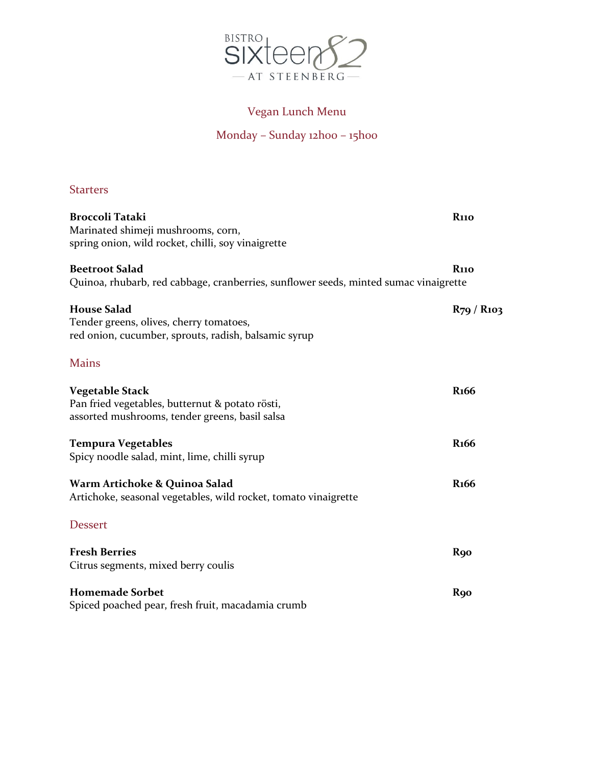BISTRO sixteen82 — AT STEENBERG —

## Vegan Lunch Menu

Monday – Sunday 12h00 – 15h00

### Starters

**Broccoli Tataki** **R110**
Marinated shimeji mushrooms, corn,
spring onion, wild rocket, chilli, soy vinaigrette

**Beetroot Salad** **R110**
Quinoa, rhubarb, red cabbage, cranberries, sunflower seeds, minted sumac vinaigrette

**House Salad** **R79 / R103**
Tender greens, olives, cherry tomatoes,
red onion, cucumber, sprouts, radish, balsamic syrup

### Mains

**Vegetable Stack** **R166**
Pan fried vegetables, butternut & potato rösti,
assorted mushrooms, tender greens, basil salsa

**Tempura Vegetables** **R166**
Spicy noodle salad, mint, lime, chilli syrup

**Warm Artichoke & Quinoa Salad** **R166**
Artichoke, seasonal vegetables, wild rocket, tomato vinaigrette

### Dessert

**Fresh Berries** **R90**
Citrus segments, mixed berry coulis

**Homemade Sorbet** **R90**
Spiced poached pear, fresh fruit, macadamia crumb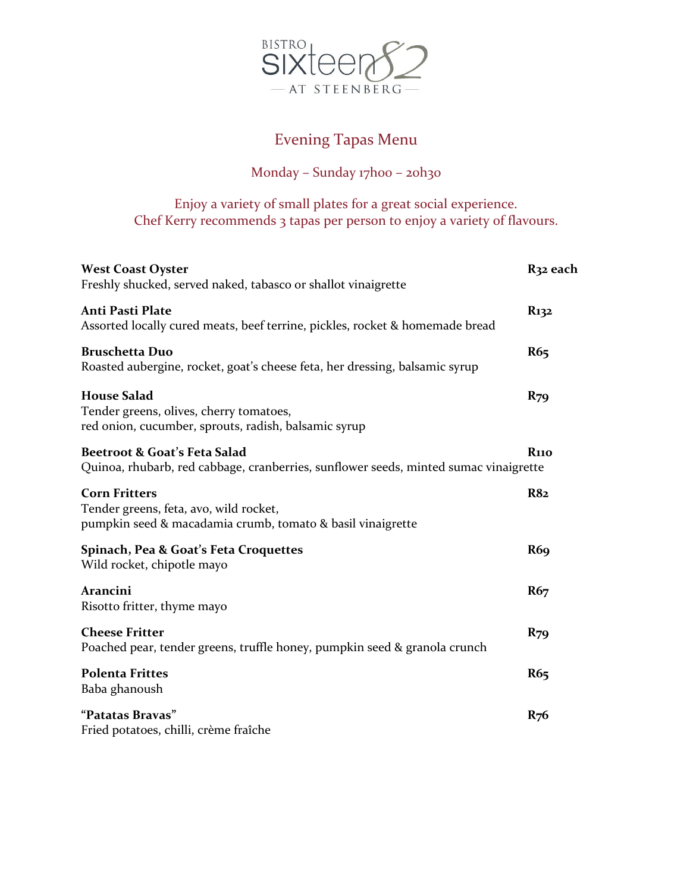BISTRO SIXTEEN82 — AT STEENBERG —

# Evening Tapas Menu

Monday – Sunday 17h00 – 20h30

Enjoy a variety of small plates for a great social experience.
Chef Kerry recommends 3 tapas per person to enjoy a variety of flavours.

**West Coast Oyster** — **R32 each**
Freshly shucked, served naked, tabasco or shallot vinaigrette

**Anti Pasti Plate** — **R132**
Assorted locally cured meats, beef terrine, pickles, rocket & homemade bread

**Bruschetta Duo** — **R65**
Roasted aubergine, rocket, goat's cheese feta, her dressing, balsamic syrup

**House Salad** — **R79**
Tender greens, olives, cherry tomatoes,
red onion, cucumber, sprouts, radish, balsamic syrup

**Beetroot & Goat's Feta Salad** — **R110**
Quinoa, rhubarb, red cabbage, cranberries, sunflower seeds, minted sumac vinaigrette

**Corn Fritters** — **R82**
Tender greens, feta, avo, wild rocket,
pumpkin seed & macadamia crumb, tomato & basil vinaigrette

**Spinach, Pea & Goat's Feta Croquettes** — **R69**
Wild rocket, chipotle mayo

**Arancini** — **R67**
Risotto fritter, thyme mayo

**Cheese Fritter** — **R79**
Poached pear, tender greens, truffle honey, pumpkin seed & granola crunch

**Polenta Frittes** — **R65**
Baba ghanoush

**"Patatas Bravas"** — **R76**
Fried potatoes, chilli, crème fraîche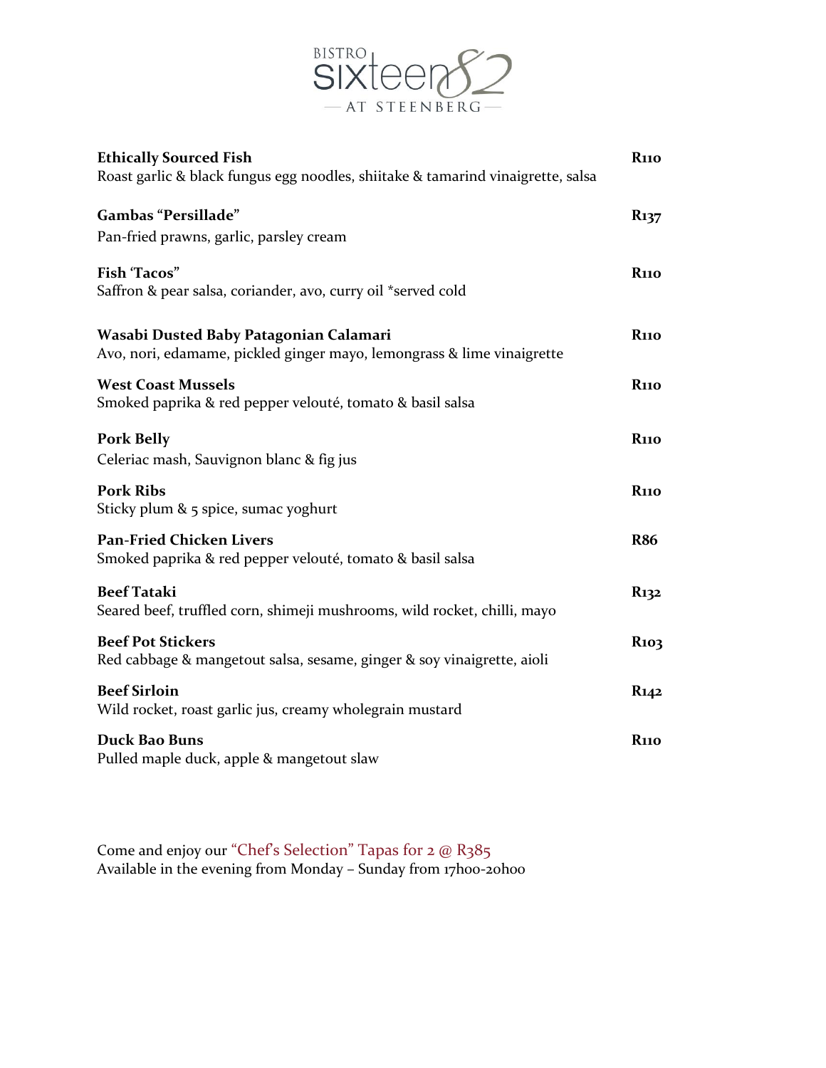# BISTRO sixteen82 — AT STEENBERG —

**Ethically Sourced Fish** — **R110**
Roast garlic & black fungus egg noodles, shiitake & tamarind vinaigrette, salsa

**Gambas "Persillade"** — **R137**
Pan-fried prawns, garlic, parsley cream

**Fish 'Tacos"** — **R110**
Saffron & pear salsa, coriander, avo, curry oil *served cold

**Wasabi Dusted Baby Patagonian Calamari** — **R110**
Avo, nori, edamame, pickled ginger mayo, lemongrass & lime vinaigrette

**West Coast Mussels** — **R110**
Smoked paprika & red pepper velouté, tomato & basil salsa

**Pork Belly** — **R110**
Celeriac mash, Sauvignon blanc & fig jus

**Pork Ribs** — **R110**
Sticky plum & 5 spice, sumac yoghurt

**Pan-Fried Chicken Livers** — **R86**
Smoked paprika & red pepper velouté, tomato & basil salsa

**Beef Tataki** — **R132**
Seared beef, truffled corn, shimeji mushrooms, wild rocket, chilli, mayo

**Beef Pot Stickers** — **R103**
Red cabbage & mangetout salsa, sesame, ginger & soy vinaigrette, aioli

**Beef Sirloin** — **R142**
Wild rocket, roast garlic jus, creamy wholegrain mustard

**Duck Bao Buns** — **R110**
Pulled maple duck, apple & mangetout slaw

Come and enjoy our "Chef's Selection" Tapas for 2 @ R385
Available in the evening from Monday – Sunday from 17h00-20h00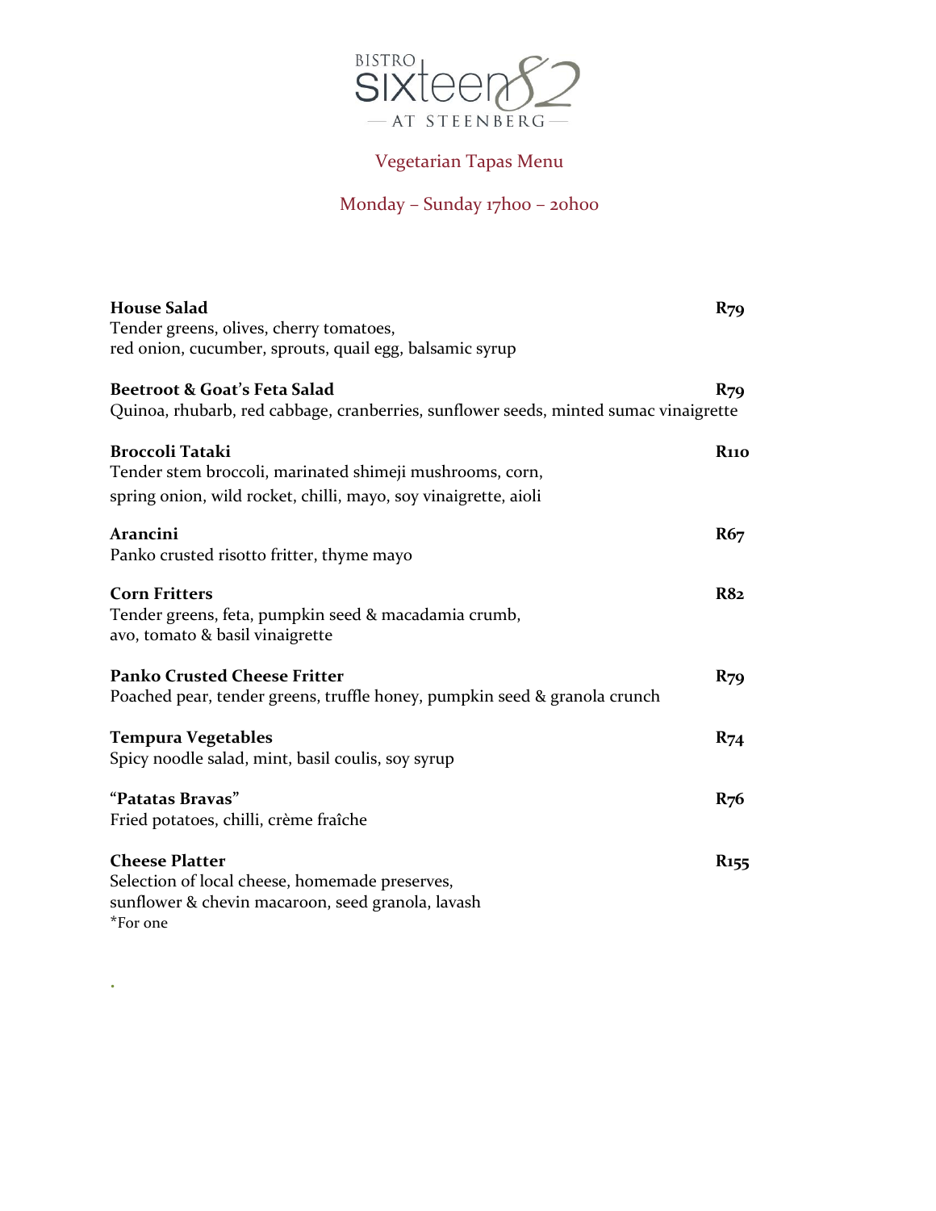BISTRO sixteen82 — AT STEENBERG —

## Vegetarian Tapas Menu

Monday – Sunday 17h00 – 20h00

**House Salad** **R79**
Tender greens, olives, cherry tomatoes,
red onion, cucumber, sprouts, quail egg, balsamic syrup

**Beetroot & Goat's Feta Salad** **R79**
Quinoa, rhubarb, red cabbage, cranberries, sunflower seeds, minted sumac vinaigrette

**Broccoli Tataki** **R110**
Tender stem broccoli, marinated shimeji mushrooms, corn,
spring onion, wild rocket, chilli, mayo, soy vinaigrette, aioli

**Arancini** **R67**
Panko crusted risotto fritter, thyme mayo

**Corn Fritters** **R82**
Tender greens, feta, pumpkin seed & macadamia crumb,
avo, tomato & basil vinaigrette

**Panko Crusted Cheese Fritter** **R79**
Poached pear, tender greens, truffle honey, pumpkin seed & granola crunch

**Tempura Vegetables** **R74**
Spicy noodle salad, mint, basil coulis, soy syrup

**"Patatas Bravas"** **R76**
Fried potatoes, chilli, crème fraîche

**Cheese Platter** **R155**
Selection of local cheese, homemade preserves,
sunflower & chevin macaroon, seed granola, lavash
*For one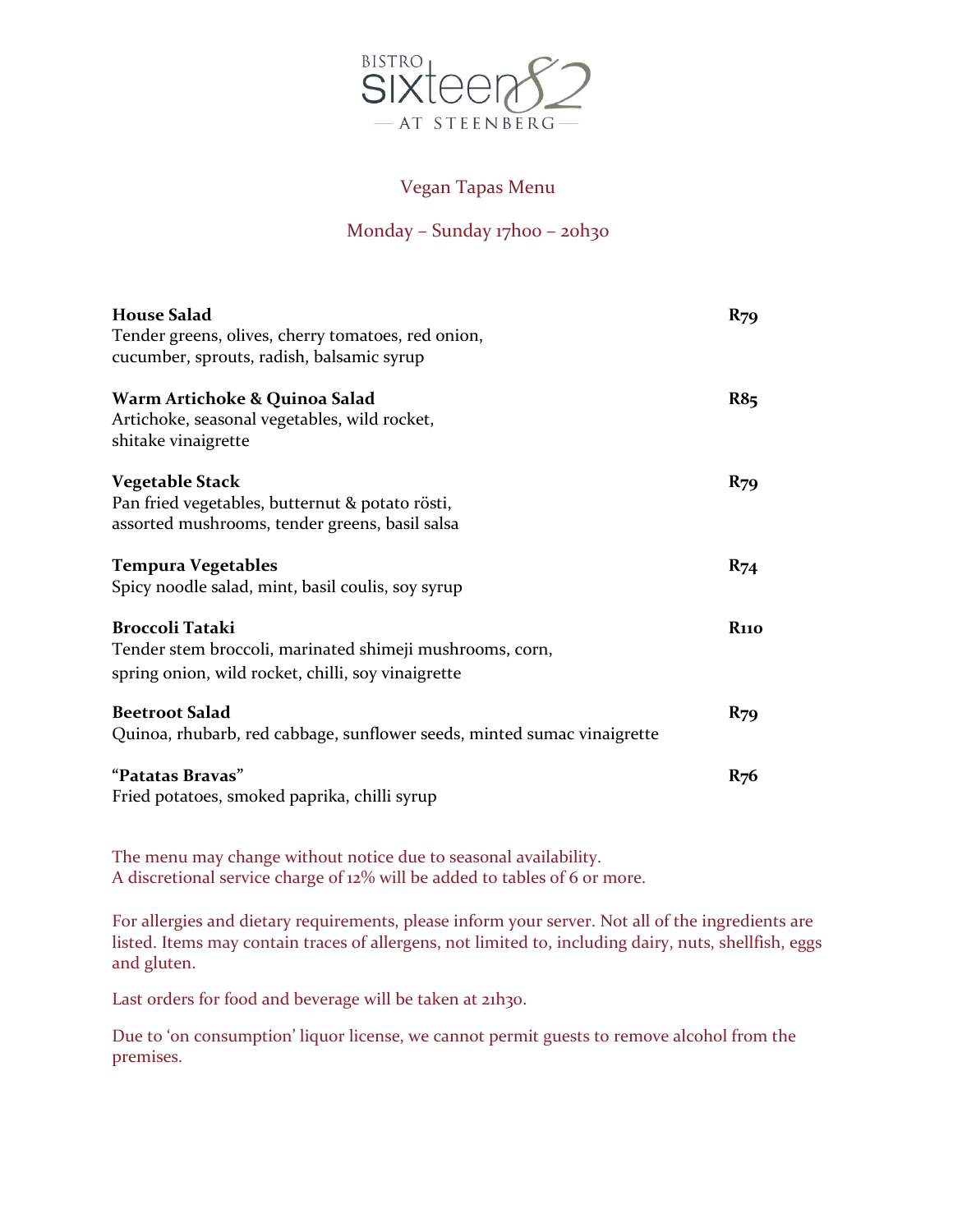# BISTRO sixteen82 — AT STEENBERG —

## Vegan Tapas Menu

Monday – Sunday 17h00 – 20h30

**House Salad** **R79**
Tender greens, olives, cherry tomatoes, red onion,
cucumber, sprouts, radish, balsamic syrup

**Warm Artichoke & Quinoa Salad** **R85**
Artichoke, seasonal vegetables, wild rocket,
shitake vinaigrette

**Vegetable Stack** **R79**
Pan fried vegetables, butternut & potato rösti,
assorted mushrooms, tender greens, basil salsa

**Tempura Vegetables** **R74**
Spicy noodle salad, mint, basil coulis, soy syrup

**Broccoli Tataki** **R110**
Tender stem broccoli, marinated shimeji mushrooms, corn,
spring onion, wild rocket, chilli, soy vinaigrette

**Beetroot Salad** **R79**
Quinoa, rhubarb, red cabbage, sunflower seeds, minted sumac vinaigrette

**"Patatas Bravas"** **R76**
Fried potatoes, smoked paprika, chilli syrup

The menu may change without notice due to seasonal availability.
A discretional service charge of 12% will be added to tables of 6 or more.

For allergies and dietary requirements, please inform your server. Not all of the ingredients are listed. Items may contain traces of allergens, not limited to, including dairy, nuts, shellfish, eggs and gluten.

Last orders for food and beverage will be taken at 21h30.

Due to 'on consumption' liquor license, we cannot permit guests to remove alcohol from the premises.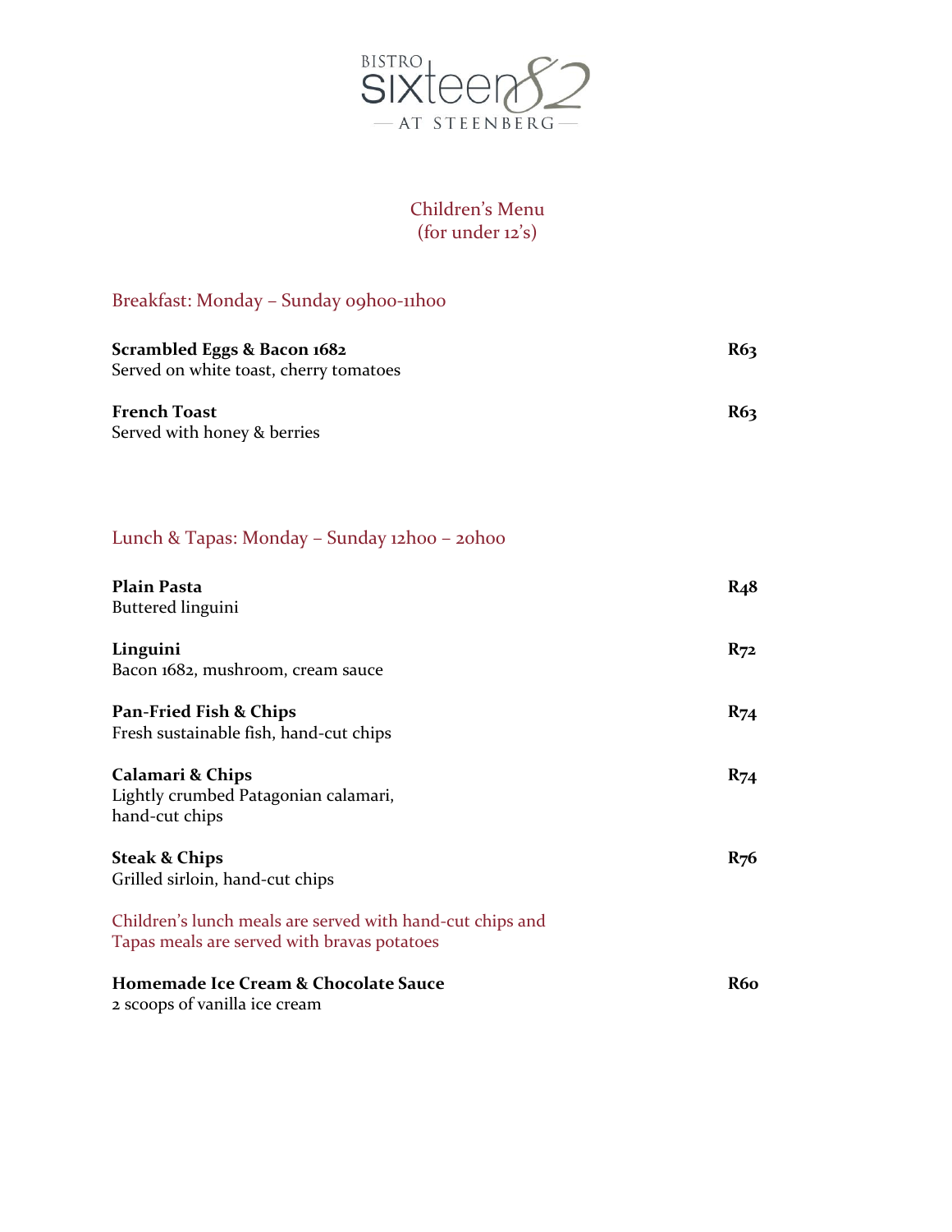BISTRO
sixteen82
— AT STEENBERG —

## Children's Menu
(for under 12's)

### Breakfast: Monday – Sunday 09h00-11h00

**Scrambled Eggs & Bacon 1682** **R63**
Served on white toast, cherry tomatoes

**French Toast** **R63**
Served with honey & berries

### Lunch & Tapas: Monday – Sunday 12h00 – 20h00

**Plain Pasta** **R48**
Buttered linguini

**Linguini** **R72**
Bacon 1682, mushroom, cream sauce

**Pan-Fried Fish & Chips** **R74**
Fresh sustainable fish, hand-cut chips

**Calamari & Chips** **R74**
Lightly crumbed Patagonian calamari,
hand-cut chips

**Steak & Chips** **R76**
Grilled sirloin, hand-cut chips

Children's lunch meals are served with hand-cut chips and
Tapas meals are served with bravas potatoes

**Homemade Ice Cream & Chocolate Sauce** **R60**
2 scoops of vanilla ice cream